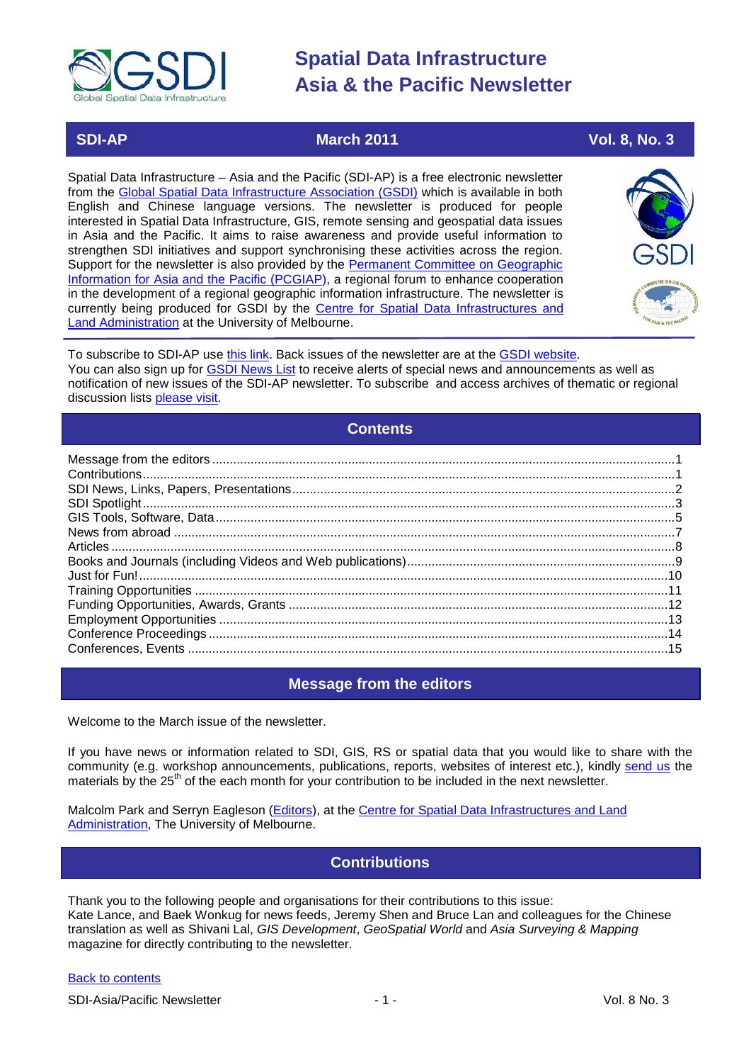# Spatial Data Infrastructure Asia & the Pacific Newsletter

**SDI-AP** | **March 2011** | **Vol. 8, No. 3**

Spatial Data Infrastructure – Asia and the Pacific (SDI-AP) is a free electronic newsletter from the Global Spatial Data Infrastructure Association (GSDI) which is available in both English and Chinese language versions. The newsletter is produced for people interested in Spatial Data Infrastructure, GIS, remote sensing and geospatial data issues in Asia and the Pacific. It aims to raise awareness and provide useful information to strengthen SDI initiatives and support synchronising these activities across the region. Support for the newsletter is also provided by the Permanent Committee on Geographic Information for Asia and the Pacific (PCGIAP), a regional forum to enhance cooperation in the development of a regional geographic information infrastructure. The newsletter is currently being produced for GSDI by the Centre for Spatial Data Infrastructures and Land Administration at the University of Melbourne.

To subscribe to SDI-AP use this link. Back issues of the newsletter are at the GSDI website.
You can also sign up for GSDI News List to receive alerts of special news and announcements as well as notification of new issues of the SDI-AP newsletter. To subscribe and access archives of thematic or regional discussion lists please visit.

## Contents

- Message from the editors ....1
- Contributions ....1
- SDI News, Links, Papers, Presentations ....2
- SDI Spotlight ....3
- GIS Tools, Software, Data ....5
- News from abroad ....7
- Articles ....8
- Books and Journals (including Videos and Web publications) ....9
- Just for Fun! ....10
- Training Opportunities ....11
- Funding Opportunities, Awards, Grants ....12
- Employment Opportunities ....13
- Conference Proceedings ....14
- Conferences, Events ....15

## Message from the editors

Welcome to the March issue of the newsletter.

If you have news or information related to SDI, GIS, RS or spatial data that you would like to share with the community (e.g. workshop announcements, publications, reports, websites of interest etc.), kindly send us the materials by the 25th of the each month for your contribution to be included in the next newsletter.

Malcolm Park and Serryn Eagleson (Editors), at the Centre for Spatial Data Infrastructures and Land Administration, The University of Melbourne.

## Contributions

Thank you to the following people and organisations for their contributions to this issue:
Kate Lance, and Baek Wonkug for news feeds, Jeremy Shen and Bruce Lan and colleagues for the Chinese translation as well as Shivani Lal, *GIS Development*, *GeoSpatial World* and *Asia Surveying & Mapping* magazine for directly contributing to the newsletter.

Back to contents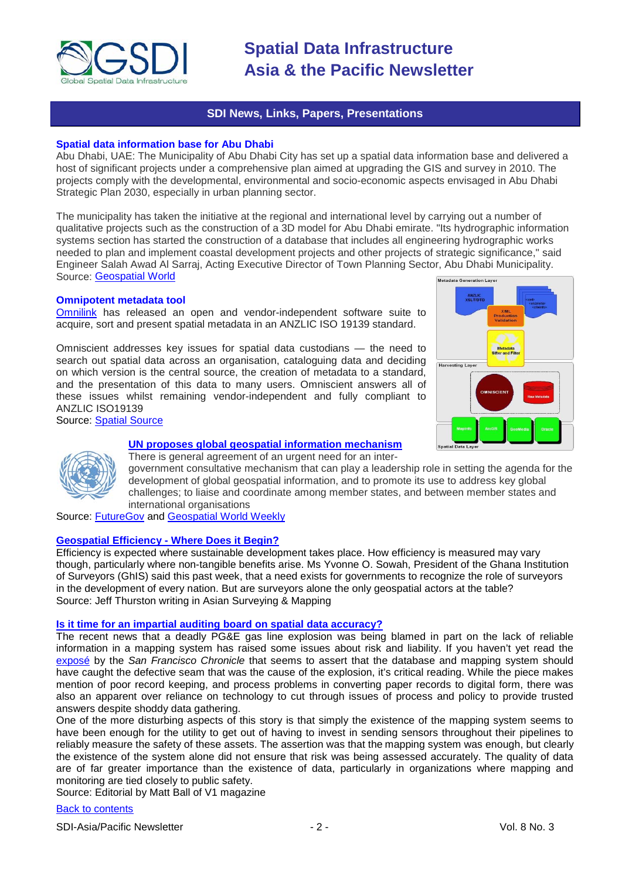## SDI News, Links, Papers, Presentations

### Spatial data information base for Abu Dhabi

Abu Dhabi, UAE: The Municipality of Abu Dhabi City has set up a spatial data information base and delivered a host of significant projects under a comprehensive plan aimed at upgrading the GIS and survey in 2010. The projects comply with the developmental, environmental and socio-economic aspects envisaged in Abu Dhabi Strategic Plan 2030, especially in urban planning sector.

The municipality has taken the initiative at the regional and international level by carrying out a number of qualitative projects such as the construction of a 3D model for Abu Dhabi emirate. "Its hydrographic information systems section has started the construction of a database that includes all engineering hydrographic works needed to plan and implement coastal development projects and other projects of strategic significance," said Engineer Salah Awad Al Sarraj, Acting Executive Director of Town Planning Sector, Abu Dhabi Municipality.
Source: Geospatial World

### Omnipotent metadata tool

Omnilink has released an open and vendor-independent software suite to acquire, sort and present spatial metadata in an ANZLIC ISO 19139 standard.

Omniscient addresses key issues for spatial data custodians — the need to search out spatial data across an organisation, cataloguing data and deciding on which version is the central source, the creation of metadata to a standard, and the presentation of this data to many users. Omniscient answers all of these issues whilst remaining vendor-independent and fully compliant to ANZLIC ISO19139
Source: Spatial Source

### UN proposes global geospatial information mechanism

There is general agreement of an urgent need for an inter-government consultative mechanism that can play a leadership role in setting the agenda for the development of global geospatial information, and to promote its use to address key global challenges; to liaise and coordinate among member states, and between member states and international organisations
Source: FutureGov and Geospatial World Weekly

### Geospatial Efficiency - Where Does it Begin?

Efficiency is expected where sustainable development takes place. How efficiency is measured may vary though, particularly where non-tangible benefits arise. Ms Yvonne O. Sowah, President of the Ghana Institution of Surveyors (GhIS) said this past week, that a need exists for governments to recognize the role of surveyors in the development of every nation. But are surveyors alone the only geospatial actors at the table?
Source: Jeff Thurston writing in Asian Surveying & Mapping

### Is it time for an impartial auditing board on spatial data accuracy?

The recent news that a deadly PG&E gas line explosion was being blamed in part on the lack of reliable information in a mapping system has raised some issues about risk and liability. If you haven't yet read the exposé by the *San Francisco Chronicle* that seems to assert that the database and mapping system should have caught the defective seam that was the cause of the explosion, it's critical reading. While the piece makes mention of poor record keeping, and process problems in converting paper records to digital form, there was also an apparent over reliance on technology to cut through issues of process and policy to provide trusted answers despite shoddy data gathering.
One of the more disturbing aspects of this story is that simply the existence of the mapping system seems to have been enough for the utility to get out of having to invest in sending sensors throughout their pipelines to reliably measure the safety of these assets. The assertion was that the mapping system was enough, but clearly the existence of the system alone did not ensure that risk was being assessed accurately. The quality of data are of far greater importance than the existence of data, particularly in organizations where mapping and monitoring are tied closely to public safety.
Source: Editorial by Matt Ball of V1 magazine

Back to contents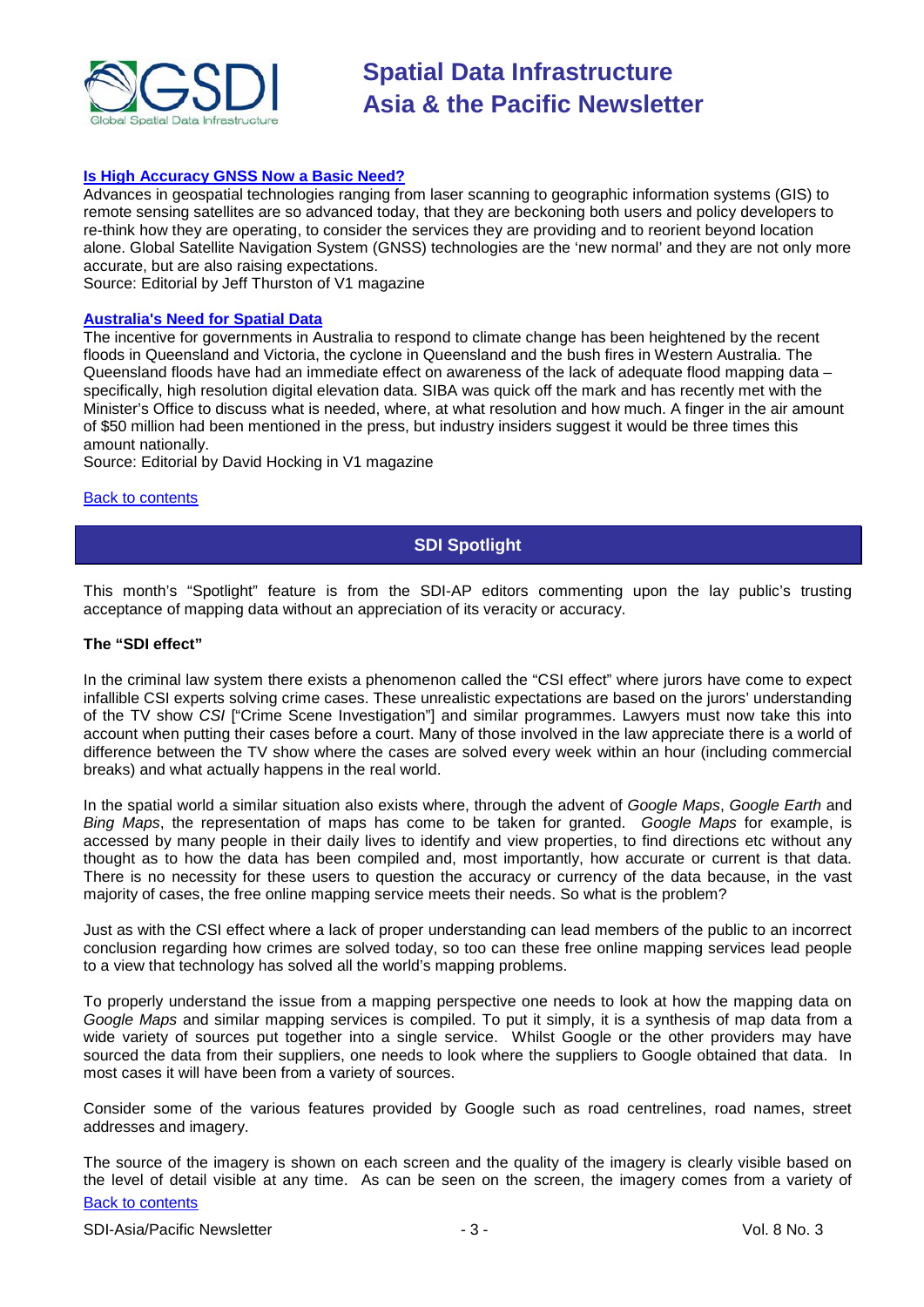### [Is High Accuracy GNSS Now a Basic Need?]

Advances in geospatial technologies ranging from laser scanning to geographic information systems (GIS) to remote sensing satellites are so advanced today, that they are beckoning both users and policy developers to re-think how they are operating, to consider the services they are providing and to reorient beyond location alone. Global Satellite Navigation System (GNSS) technologies are the 'new normal' and they are not only more accurate, but are also raising expectations.

Source: Editorial by Jeff Thurston of V1 magazine

### [Australia's Need for Spatial Data]

The incentive for governments in Australia to respond to climate change has been heightened by the recent floods in Queensland and Victoria, the cyclone in Queensland and the bush fires in Western Australia. The Queensland floods have had an immediate effect on awareness of the lack of adequate flood mapping data – specifically, high resolution digital elevation data. SIBA was quick off the mark and has recently met with the Minister's Office to discuss what is needed, where, at what resolution and how much. A finger in the air amount of $50 million had been mentioned in the press, but industry insiders suggest it would be three times this amount nationally.

Source: Editorial by David Hocking in V1 magazine

Back to contents

## SDI Spotlight

This month's "Spotlight" feature is from the SDI-AP editors commenting upon the lay public's trusting acceptance of mapping data without an appreciation of its veracity or accuracy.

**The "SDI effect"**

In the criminal law system there exists a phenomenon called the "CSI effect" where jurors have come to expect infallible CSI experts solving crime cases. These unrealistic expectations are based on the jurors' understanding of the TV show *CSI* ["Crime Scene Investigation"] and similar programmes. Lawyers must now take this into account when putting their cases before a court. Many of those involved in the law appreciate there is a world of difference between the TV show where the cases are solved every week within an hour (including commercial breaks) and what actually happens in the real world.

In the spatial world a similar situation also exists where, through the advent of *Google Maps*, *Google Earth* and *Bing Maps*, the representation of maps has come to be taken for granted. *Google Maps* for example, is accessed by many people in their daily lives to identify and view properties, to find directions etc without any thought as to how the data has been compiled and, most importantly, how accurate or current is that data. There is no necessity for these users to question the accuracy or currency of the data because, in the vast majority of cases, the free online mapping service meets their needs. So what is the problem?

Just as with the CSI effect where a lack of proper understanding can lead members of the public to an incorrect conclusion regarding how crimes are solved today, so too can these free online mapping services lead people to a view that technology has solved all the world's mapping problems.

To properly understand the issue from a mapping perspective one needs to look at how the mapping data on *Google Maps* and similar mapping services is compiled. To put it simply, it is a synthesis of map data from a wide variety of sources put together into a single service. Whilst Google or the other providers may have sourced the data from their suppliers, one needs to look where the suppliers to Google obtained that data. In most cases it will have been from a variety of sources.

Consider some of the various features provided by Google such as road centrelines, road names, street addresses and imagery.

The source of the imagery is shown on each screen and the quality of the imagery is clearly visible based on the level of detail visible at any time. As can be seen on the screen, the imagery comes from a variety of

Back to contents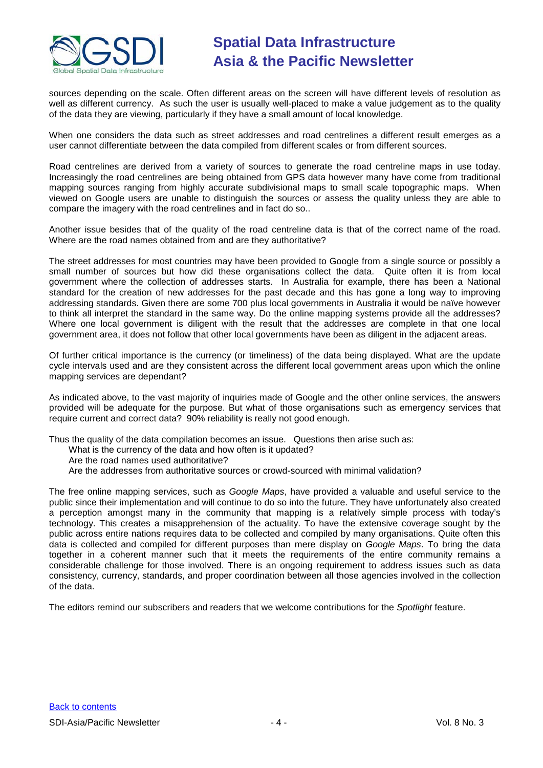sources depending on the scale. Often different areas on the screen will have different levels of resolution as well as different currency. As such the user is usually well-placed to make a value judgement as to the quality of the data they are viewing, particularly if they have a small amount of local knowledge.

When one considers the data such as street addresses and road centrelines a different result emerges as a user cannot differentiate between the data compiled from different scales or from different sources.

Road centrelines are derived from a variety of sources to generate the road centreline maps in use today. Increasingly the road centrelines are being obtained from GPS data however many have come from traditional mapping sources ranging from highly accurate subdivisional maps to small scale topographic maps. When viewed on Google users are unable to distinguish the sources or assess the quality unless they are able to compare the imagery with the road centrelines and in fact do so..

Another issue besides that of the quality of the road centreline data is that of the correct name of the road. Where are the road names obtained from and are they authoritative?

The street addresses for most countries may have been provided to Google from a single source or possibly a small number of sources but how did these organisations collect the data. Quite often it is from local government where the collection of addresses starts. In Australia for example, there has been a National standard for the creation of new addresses for the past decade and this has gone a long way to improving addressing standards. Given there are some 700 plus local governments in Australia it would be naïve however to think all interpret the standard in the same way. Do the online mapping systems provide all the addresses? Where one local government is diligent with the result that the addresses are complete in that one local government area, it does not follow that other local governments have been as diligent in the adjacent areas.

Of further critical importance is the currency (or timeliness) of the data being displayed. What are the update cycle intervals used and are they consistent across the different local government areas upon which the online mapping services are dependant?

As indicated above, to the vast majority of inquiries made of Google and the other online services, the answers provided will be adequate for the purpose. But what of those organisations such as emergency services that require current and correct data? 90% reliability is really not good enough.

Thus the quality of the data compilation becomes an issue. Questions then arise such as:

- What is the currency of the data and how often is it updated?
- Are the road names used authoritative?
- Are the addresses from authoritative sources or crowd-sourced with minimal validation?

The free online mapping services, such as *Google Maps*, have provided a valuable and useful service to the public since their implementation and will continue to do so into the future. They have unfortunately also created a perception amongst many in the community that mapping is a relatively simple process with today's technology. This creates a misapprehension of the actuality. To have the extensive coverage sought by the public across entire nations requires data to be collected and compiled by many organisations. Quite often this data is collected and compiled for different purposes than mere display on *Google Maps*. To bring the data together in a coherent manner such that it meets the requirements of the entire community remains a considerable challenge for those involved. There is an ongoing requirement to address issues such as data consistency, currency, standards, and proper coordination between all those agencies involved in the collection of the data.

The editors remind our subscribers and readers that we welcome contributions for the *Spotlight* feature.

[Back to contents](#)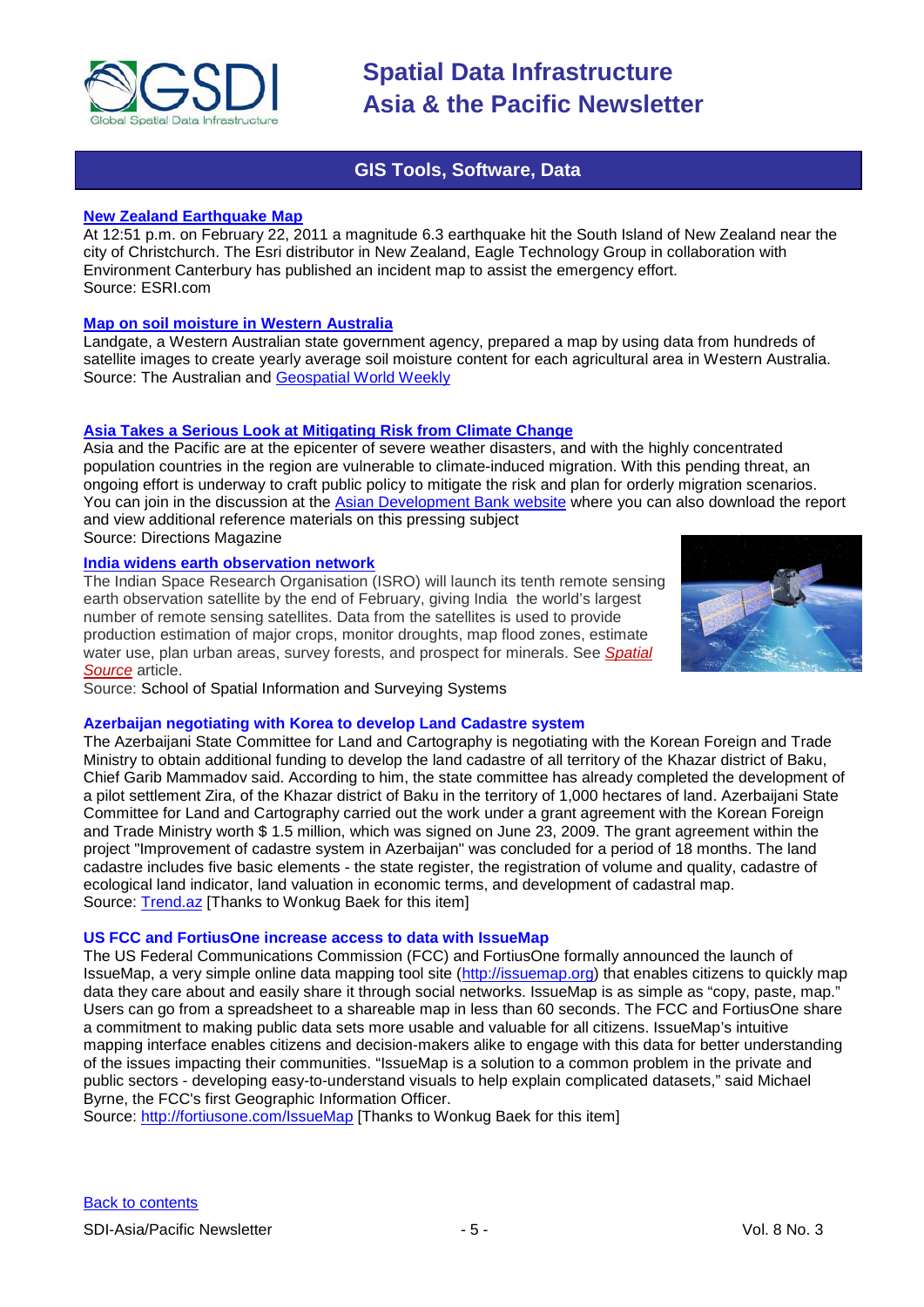## GIS Tools, Software, Data

### [New Zealand Earthquake Map]

At 12:51 p.m. on February 22, 2011 a magnitude 6.3 earthquake hit the South Island of New Zealand near the city of Christchurch. The Esri distributor in New Zealand, Eagle Technology Group in collaboration with Environment Canterbury has published an incident map to assist the emergency effort.
Source: ESRI.com

### [Map on soil moisture in Western Australia]

Landgate, a Western Australian state government agency, prepared a map by using data from hundreds of satellite images to create yearly average soil moisture content for each agricultural area in Western Australia.
Source: The Australian and Geospatial World Weekly

### [Asia Takes a Serious Look at Mitigating Risk from Climate Change]

Asia and the Pacific are at the epicenter of severe weather disasters, and with the highly concentrated population countries in the region are vulnerable to climate-induced migration. With this pending threat, an ongoing effort is underway to craft public policy to mitigate the risk and plan for orderly migration scenarios. You can join in the discussion at the Asian Development Bank website where you can also download the report and view additional reference materials on this pressing subject
Source: Directions Magazine

### [India widens earth observation network]

The Indian Space Research Organisation (ISRO) will launch its tenth remote sensing earth observation satellite by the end of February, giving India the world's largest number of remote sensing satellites. Data from the satellites is used to provide production estimation of major crops, monitor droughts, map flood zones, estimate water use, plan urban areas, survey forests, and prospect for minerals. See *Spatial Source* article.
Source: School of Spatial Information and Surveying Systems

### Azerbaijan negotiating with Korea to develop Land Cadastre system

The Azerbaijani State Committee for Land and Cartography is negotiating with the Korean Foreign and Trade Ministry to obtain additional funding to develop the land cadastre of all territory of the Khazar district of Baku, Chief Garib Mammadov said. According to him, the state committee has already completed the development of a pilot settlement Zira, of the Khazar district of Baku in the territory of 1,000 hectares of land. Azerbaijani State Committee for Land and Cartography carried out the work under a grant agreement with the Korean Foreign and Trade Ministry worth $ 1.5 million, which was signed on June 23, 2009. The grant agreement within the project "Improvement of cadastre system in Azerbaijan" was concluded for a period of 18 months. The land cadastre includes five basic elements - the state register, the registration of volume and quality, cadastre of ecological land indicator, land valuation in economic terms, and development of cadastral map.
Source: Trend.az [Thanks to Wonkug Baek for this item]

### US FCC and FortiusOne increase access to data with IssueMap

The US Federal Communications Commission (FCC) and FortiusOne formally announced the launch of IssueMap, a very simple online data mapping tool site (http://issuemap.org) that enables citizens to quickly map data they care about and easily share it through social networks. IssueMap is as simple as "copy, paste, map." Users can go from a spreadsheet to a shareable map in less than 60 seconds. The FCC and FortiusOne share a commitment to making public data sets more usable and valuable for all citizens. IssueMap's intuitive mapping interface enables citizens and decision-makers alike to engage with this data for better understanding of the issues impacting their communities. "IssueMap is a solution to a common problem in the private and public sectors - developing easy-to-understand visuals to help explain complicated datasets," said Michael Byrne, the FCC's first Geographic Information Officer.
Source: http://fortiusone.com/IssueMap [Thanks to Wonkug Baek for this item]

Back to contents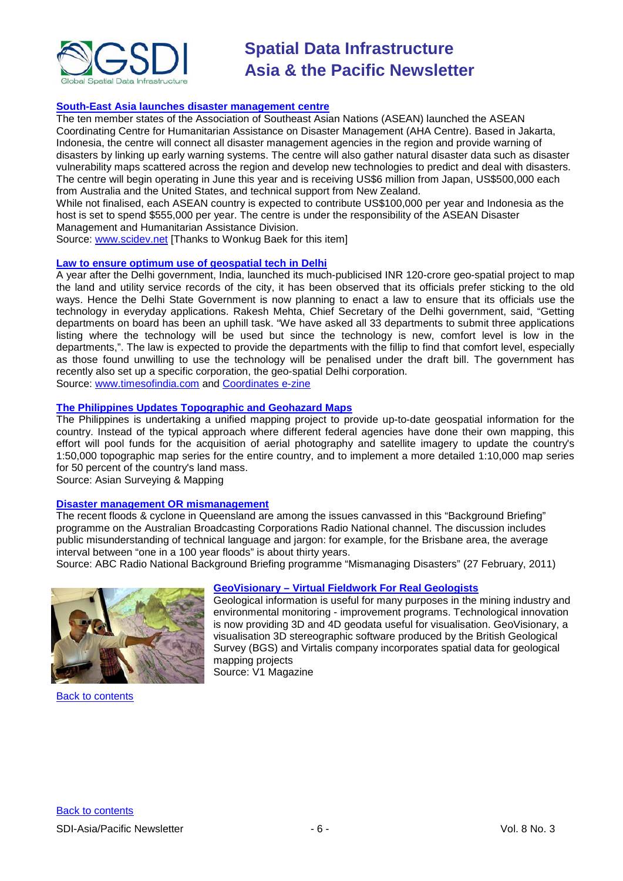### [South-East Asia launches disaster management centre]

The ten member states of the Association of Southeast Asian Nations (ASEAN) launched the ASEAN Coordinating Centre for Humanitarian Assistance on Disaster Management (AHA Centre). Based in Jakarta, Indonesia, the centre will connect all disaster management agencies in the region and provide warning of disasters by linking up early warning systems. The centre will also gather natural disaster data such as disaster vulnerability maps scattered across the region and develop new technologies to predict and deal with disasters. The centre will begin operating in June this year and is receiving US$6 million from Japan, US$500,000 each from Australia and the United States, and technical support from New Zealand.

While not finalised, each ASEAN country is expected to contribute US$100,000 per year and Indonesia as the host is set to spend $555,000 per year. The centre is under the responsibility of the ASEAN Disaster Management and Humanitarian Assistance Division.

Source: www.scidev.net [Thanks to Wonkug Baek for this item]

### Law to ensure optimum use of geospatial tech in Delhi

A year after the Delhi government, India, launched its much-publicised INR 120-crore geo-spatial project to map the land and utility service records of the city, it has been observed that its officials prefer sticking to the old ways. Hence the Delhi State Government is now planning to enact a law to ensure that its officials use the technology in everyday applications. Rakesh Mehta, Chief Secretary of the Delhi government, said, "Getting departments on board has been an uphill task. "We have asked all 33 departments to submit three applications listing where the technology will be used but since the technology is new, comfort level is low in the departments,". The law is expected to provide the departments with the fillip to find that comfort level, especially as those found unwilling to use the technology will be penalised under the draft bill. The government has recently also set up a specific corporation, the geo-spatial Delhi corporation.

Source: www.timesofindia.com and Coordinates e-zine

### The Philippines Updates Topographic and Geohazard Maps

The Philippines is undertaking a unified mapping project to provide up-to-date geospatial information for the country. Instead of the typical approach where different federal agencies have done their own mapping, this effort will pool funds for the acquisition of aerial photography and satellite imagery to update the country's 1:50,000 topographic map series for the entire country, and to implement a more detailed 1:10,000 map series for 50 percent of the country's land mass.

Source: Asian Surveying & Mapping

### Disaster management OR mismanagement

The recent floods & cyclone in Queensland are among the issues canvassed in this "Background Briefing" programme on the Australian Broadcasting Corporations Radio National channel. The discussion includes public misunderstanding of technical language and jargon: for example, for the Brisbane area, the average interval between "one in a 100 year floods" is about thirty years.

Source: ABC Radio National Background Briefing programme "Mismanaging Disasters" (27 February, 2011)

### GeoVisionary – Virtual Fieldwork For Real Geologists

Geological information is useful for many purposes in the mining industry and environmental monitoring - improvement programs. Technological innovation is now providing 3D and 4D geodata useful for visualisation. GeoVisionary, a visualisation 3D stereographic software produced by the British Geological Survey (BGS) and Virtalis company incorporates spatial data for geological mapping projects

Source: V1 Magazine

Back to contents

Back to contents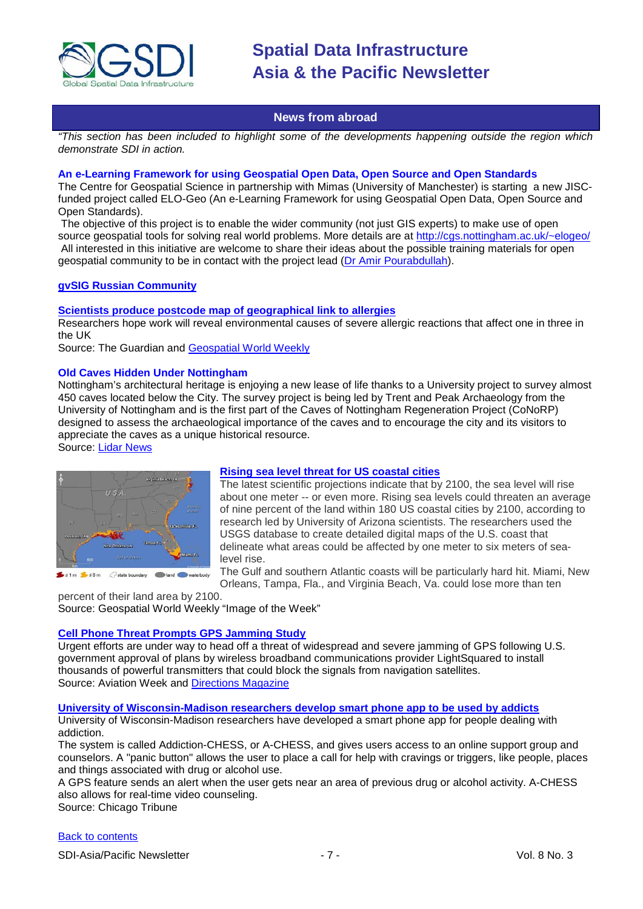## News from abroad

*"This section has been included to highlight some of the developments happening outside the region which demonstrate SDI in action.*

### An e-Learning Framework for using Geospatial Open Data, Open Source and Open Standards

The Centre for Geospatial Science in partnership with Mimas (University of Manchester) is starting a new JISC-funded project called ELO-Geo (An e-Learning Framework for using Geospatial Open Data, Open Source and Open Standards).

The objective of this project is to enable the wider community (not just GIS experts) to make use of open source geospatial tools for solving real world problems. More details are at http://cgs.nottingham.ac.uk/~elogeo/

All interested in this initiative are welcome to share their ideas about the possible training materials for open geospatial community to be in contact with the project lead (Dr Amir Pourabdullah).

### gvSIG Russian Community

### Scientists produce postcode map of geographical link to allergies

Researchers hope work will reveal environmental causes of severe allergic reactions that affect one in three in the UK

Source: The Guardian and Geospatial World Weekly

### Old Caves Hidden Under Nottingham

Nottingham's architectural heritage is enjoying a new lease of life thanks to a University project to survey almost 450 caves located below the City. The survey project is being led by Trent and Peak Archaeology from the University of Nottingham and is the first part of the Caves of Nottingham Regeneration Project (CoNoRP) designed to assess the archaeological importance of the caves and to encourage the city and its visitors to appreciate the caves as a unique historical resource.

Source: Lidar News

### Rising sea level threat for US coastal cities

The latest scientific projections indicate that by 2100, the sea level will rise about one meter -- or even more. Rising sea levels could threaten an average of nine percent of the land within 180 US coastal cities by 2100, according to research led by University of Arizona scientists. The researchers used the USGS database to create detailed digital maps of the U.S. coast that delineate what areas could be affected by one meter to six meters of sea-level rise.

The Gulf and southern Atlantic coasts will be particularly hard hit. Miami, New Orleans, Tampa, Fla., and Virginia Beach, Va. could lose more than ten percent of their land area by 2100.

Source: Geospatial World Weekly "Image of the Week"

### Cell Phone Threat Prompts GPS Jamming Study

Urgent efforts are under way to head off a threat of widespread and severe jamming of GPS following U.S. government approval of plans by wireless broadband communications provider LightSquared to install thousands of powerful transmitters that could block the signals from navigation satellites.

Source: Aviation Week and Directions Magazine

### University of Wisconsin-Madison researchers develop smart phone app to be used by addicts

University of Wisconsin-Madison researchers have developed a smart phone app for people dealing with addiction.

The system is called Addiction-CHESS, or A-CHESS, and gives users access to an online support group and counselors. A "panic button" allows the user to place a call for help with cravings or triggers, like people, places and things associated with drug or alcohol use.

A GPS feature sends an alert when the user gets near an area of previous drug or alcohol activity. A-CHESS also allows for real-time video counseling.

Source: Chicago Tribune

Back to contents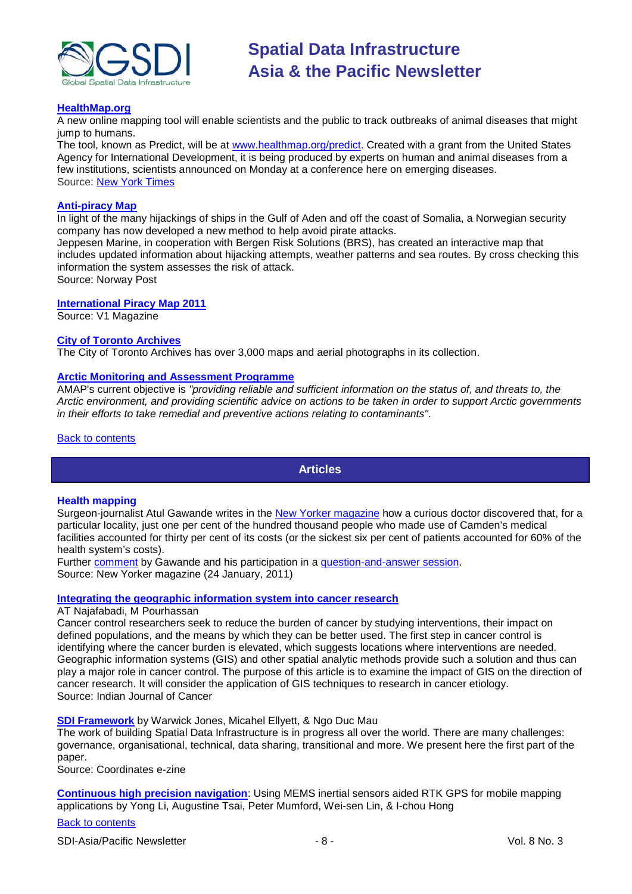**HealthMap.org**

A new online mapping tool will enable scientists and the public to track outbreaks of animal diseases that might jump to humans.

The tool, known as Predict, will be at www.healthmap.org/predict. Created with a grant from the United States Agency for International Development, it is being produced by experts on human and animal diseases from a few institutions, scientists announced on Monday at a conference here on emerging diseases.

Source: New York Times

**Anti-piracy Map**

In light of the many hijackings of ships in the Gulf of Aden and off the coast of Somalia, a Norwegian security company has now developed a new method to help avoid pirate attacks.

Jeppesen Marine, in cooperation with Bergen Risk Solutions (BRS), has created an interactive map that includes updated information about hijacking attempts, weather patterns and sea routes. By cross checking this information the system assesses the risk of attack.

Source: Norway Post

**International Piracy Map 2011**

Source: V1 Magazine

**City of Toronto Archives**

The City of Toronto Archives has over 3,000 maps and aerial photographs in its collection.

**Arctic Monitoring and Assessment Programme**

AMAP's current objective is *"providing reliable and sufficient information on the status of, and threats to, the Arctic environment, and providing scientific advice on actions to be taken in order to support Arctic governments in their efforts to take remedial and preventive actions relating to contaminants".*

Back to contents

## Articles

**Health mapping**

Surgeon-journalist Atul Gawande writes in the New Yorker magazine how a curious doctor discovered that, for a particular locality, just one per cent of the hundred thousand people who made use of Camden's medical facilities accounted for thirty per cent of its costs (or the sickest six per cent of patients accounted for 60% of the health system's costs).

Further comment by Gawande and his participation in a question-and-answer session.

Source: New Yorker magazine (24 January, 2011)

**Integrating the geographic information system into cancer research**

AT Najafabadi, M Pourhassan

Cancer control researchers seek to reduce the burden of cancer by studying interventions, their impact on defined populations, and the means by which they can be better used. The first step in cancer control is identifying where the cancer burden is elevated, which suggests locations where interventions are needed. Geographic information systems (GIS) and other spatial analytic methods provide such a solution and thus can play a major role in cancer control. The purpose of this article is to examine the impact of GIS on the direction of cancer research. It will consider the application of GIS techniques to research in cancer etiology.

Source: Indian Journal of Cancer

**SDI Framework** by Warwick Jones, Micahel Ellyett, & Ngo Duc Mau

The work of building Spatial Data Infrastructure is in progress all over the world. There are many challenges: governance, organisational, technical, data sharing, transitional and more. We present here the first part of the paper.

Source: Coordinates e-zine

**Continuous high precision navigation**: Using MEMS inertial sensors aided RTK GPS for mobile mapping applications by Yong Li, Augustine Tsai, Peter Mumford, Wei-sen Lin, & I-chou Hong

Back to contents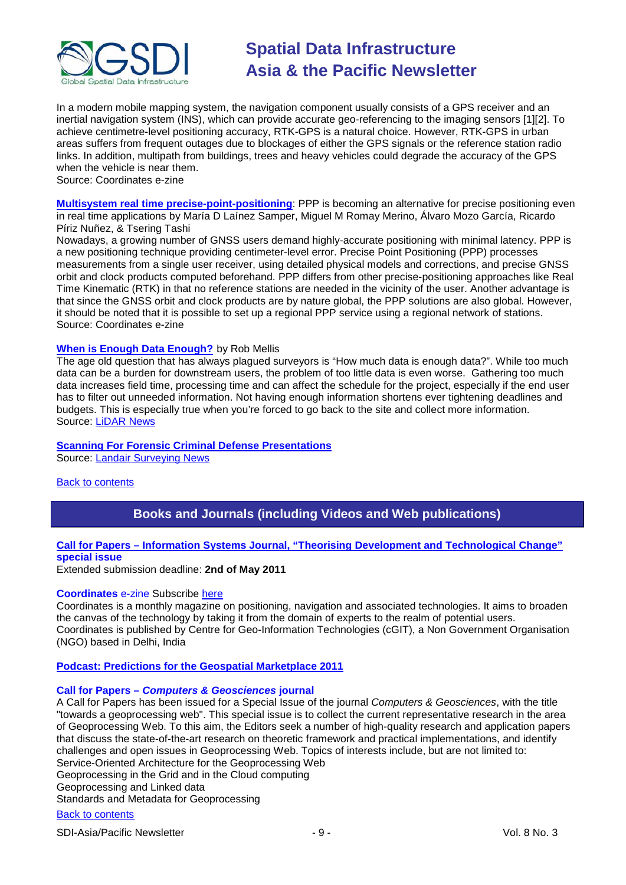In a modern mobile mapping system, the navigation component usually consists of a GPS receiver and an inertial navigation system (INS), which can provide accurate geo-referencing to the imaging sensors [1][2]. To achieve centimetre-level positioning accuracy, RTK-GPS is a natural choice. However, RTK-GPS in urban areas suffers from frequent outages due to blockages of either the GPS signals or the reference station radio links. In addition, multipath from buildings, trees and heavy vehicles could degrade the accuracy of the GPS when the vehicle is near them.
Source: Coordinates e-zine

**Multisystem real time precise-point-positioning**: PPP is becoming an alternative for precise positioning even in real time applications by María D Laínez Samper, Miguel M Romay Merino, Álvaro Mozo García, Ricardo Píriz Nuñez, & Tsering Tashi
Nowadays, a growing number of GNSS users demand highly-accurate positioning with minimal latency. PPP is a new positioning technique providing centimeter-level error. Precise Point Positioning (PPP) processes measurements from a single user receiver, using detailed physical models and corrections, and precise GNSS orbit and clock products computed beforehand. PPP differs from other precise-positioning approaches like Real Time Kinematic (RTK) in that no reference stations are needed in the vicinity of the user. Another advantage is that since the GNSS orbit and clock products are by nature global, the PPP solutions are also global. However, it should be noted that it is possible to set up a regional PPP service using a regional network of stations.
Source: Coordinates e-zine

**When is Enough Data Enough?** by Rob Mellis
The age old question that has always plagued surveyors is "How much data is enough data?". While too much data can be a burden for downstream users, the problem of too little data is even worse. Gathering too much data increases field time, processing time and can affect the schedule for the project, especially if the end user has to filter out unneeded information. Not having enough information shortens ever tightening deadlines and budgets. This is especially true when you're forced to go back to the site and collect more information.
Source: LiDAR News

**Scanning For Forensic Criminal Defense Presentations**
Source: Landair Surveying News

Back to contents

## Books and Journals (including Videos and Web publications)

**Call for Papers – Information Systems Journal, "Theorising Development and Technological Change" special issue**
Extended submission deadline: **2nd of May 2011**

**Coordinates** e-zine Subscribe here
Coordinates is a monthly magazine on positioning, navigation and associated technologies. It aims to broaden the canvas of the technology by taking it from the domain of experts to the realm of potential users. Coordinates is published by Centre for Geo-Information Technologies (cGIT), a Non Government Organisation (NGO) based in Delhi, India

**Podcast: Predictions for the Geospatial Marketplace 2011**

**Call for Papers – *Computers & Geosciences* journal**
A Call for Papers has been issued for a Special Issue of the journal *Computers & Geosciences*, with the title "towards a geoprocessing web". This special issue is to collect the current representative research in the area of Geoprocessing Web. To this aim, the Editors seek a number of high-quality research and application papers that discuss the state-of-the-art research on theoretic framework and practical implementations, and identify challenges and open issues in Geoprocessing Web. Topics of interests include, but are not limited to:
Service-Oriented Architecture for the Geoprocessing Web
Geoprocessing in the Grid and in the Cloud computing
Geoprocessing and Linked data
Standards and Metadata for Geoprocessing

Back to contents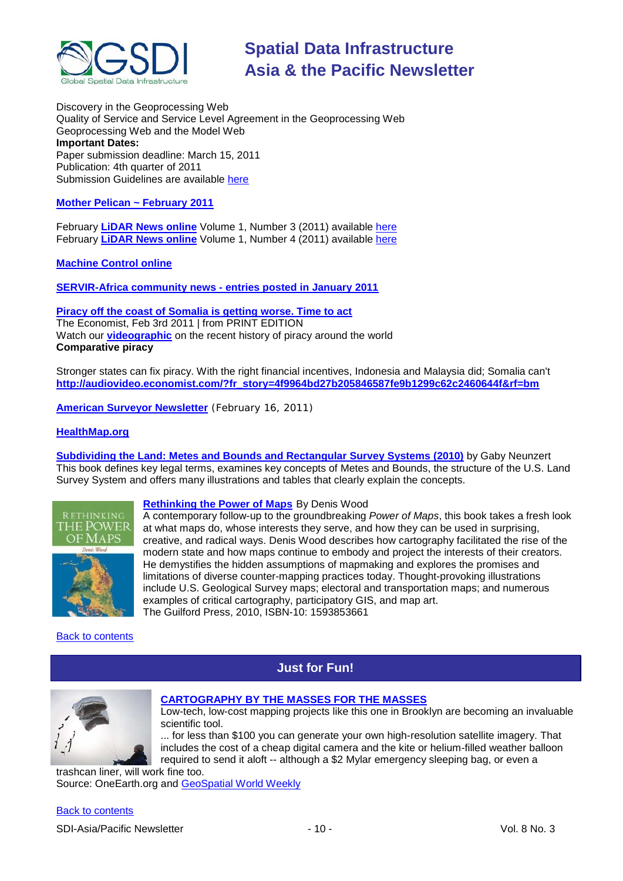Discovery in the Geoprocessing Web
Quality of Service and Service Level Agreement in the Geoprocessing Web
Geoprocessing Web and the Model Web

**Important Dates:**
Paper submission deadline: March 15, 2011
Publication: 4th quarter of 2011
Submission Guidelines are available here

**Mother Pelican ~ February 2011**

February **LiDAR News online** Volume 1, Number 3 (2011) available here
February **LiDAR News online** Volume 1, Number 4 (2011) available here

**Machine Control online**

**SERVIR-Africa community news - entries posted in January 2011**

**Piracy off the coast of Somalia is getting worse. Time to act**
The Economist, Feb 3rd 2011 | from PRINT EDITION
Watch our **videographic** on the recent history of piracy around the world
**Comparative piracy**

Stronger states can fix piracy. With the right financial incentives, Indonesia and Malaysia did; Somalia can't
**http://audiovideo.economist.com/?fr_story=4f9964bd27b205846587fe9b1299c62c2460644f&rf=bm**

**American Surveyor Newsletter** (February 16, 2011)

**HealthMap.org**

**Subdividing the Land: Metes and Bounds and Rectangular Survey Systems (2010)** by Gaby Neunzert
This book defines key legal terms, examines key concepts of Metes and Bounds, the structure of the U.S. Land Survey System and offers many illustrations and tables that clearly explain the concepts.

**Rethinking the Power of Maps** By Denis Wood
A contemporary follow-up to the groundbreaking *Power of Maps*, this book takes a fresh look at what maps do, whose interests they serve, and how they can be used in surprising, creative, and radical ways. Denis Wood describes how cartography facilitated the rise of the modern state and how maps continue to embody and project the interests of their creators. He demystifies the hidden assumptions of mapmaking and explores the promises and limitations of diverse counter-mapping practices today. Thought-provoking illustrations include U.S. Geological Survey maps; electoral and transportation maps; and numerous examples of critical cartography, participatory GIS, and map art.
The Guilford Press, 2010, ISBN-10: 1593853661

Back to contents

## Just for Fun!

**CARTOGRAPHY BY THE MASSES FOR THE MASSES**
Low-tech, low-cost mapping projects like this one in Brooklyn are becoming an invaluable scientific tool.
... for less than $100 you can generate your own high-resolution satellite imagery. That includes the cost of a cheap digital camera and the kite or helium-filled weather balloon required to send it aloft -- although a $2 Mylar emergency sleeping bag, or even a trashcan liner, will work fine too.
Source: OneEarth.org and GeoSpatial World Weekly

Back to contents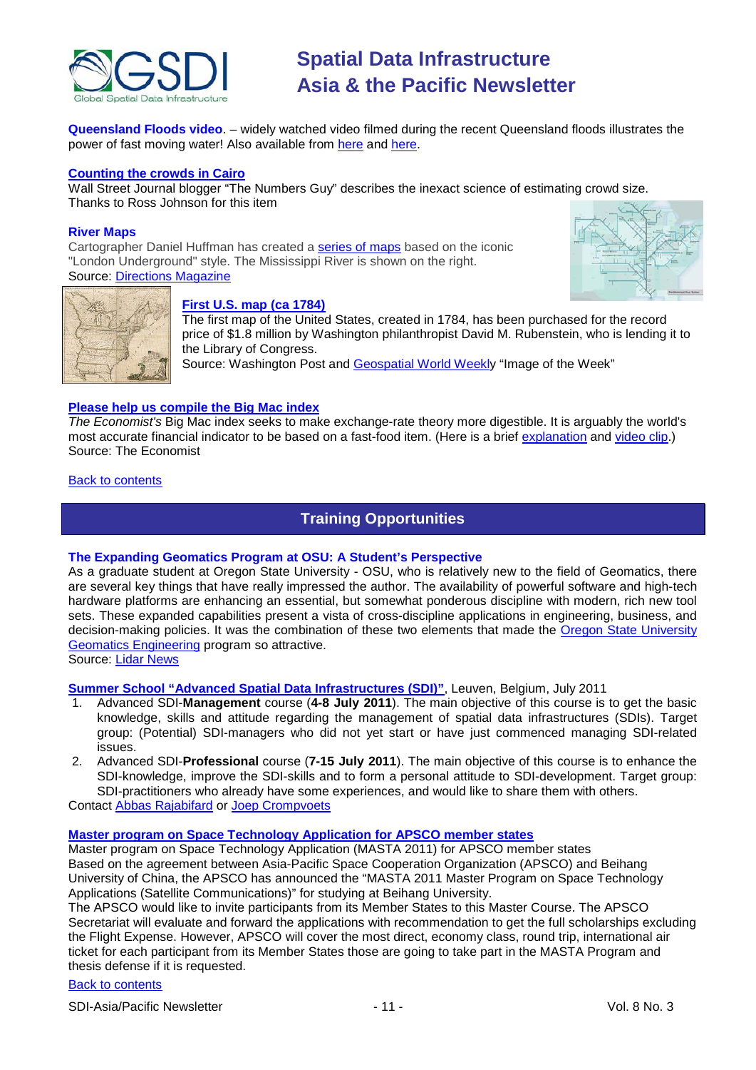**Queensland Floods video**. – widely watched video filmed during the recent Queensland floods illustrates the power of fast moving water! Also available from here and here.

**Counting the crowds in Cairo**

Wall Street Journal blogger "The Numbers Guy" describes the inexact science of estimating crowd size. Thanks to Ross Johnson for this item

**River Maps**

Cartographer Daniel Huffman has created a series of maps based on the iconic "London Underground" style. The Mississippi River is shown on the right.
Source: Directions Magazine

**First U.S. map (ca 1784)**

The first map of the United States, created in 1784, has been purchased for the record price of $1.8 million by Washington philanthropist David M. Rubenstein, who is lending it to the Library of Congress.
Source: Washington Post and Geospatial World Weekly "Image of the Week"

**Please help us compile the Big Mac index**

*The Economist's* Big Mac index seeks to make exchange-rate theory more digestible. It is arguably the world's most accurate financial indicator to be based on a fast-food item. (Here is a brief explanation and video clip.)
Source: The Economist

Back to contents

## Training Opportunities

**The Expanding Geomatics Program at OSU: A Student's Perspective**

As a graduate student at Oregon State University - OSU, who is relatively new to the field of Geomatics, there are several key things that have really impressed the author. The availability of powerful software and high-tech hardware platforms are enhancing an essential, but somewhat ponderous discipline with modern, rich new tool sets. These expanded capabilities present a vista of cross-discipline applications in engineering, business, and decision-making policies. It was the combination of these two elements that made the Oregon State University Geomatics Engineering program so attractive.
Source: Lidar News

**Summer School "Advanced Spatial Data Infrastructures (SDI)"**, Leuven, Belgium, July 2011

1. Advanced SDI-**Management** course (**4-8 July 2011**). The main objective of this course is to get the basic knowledge, skills and attitude regarding the management of spatial data infrastructures (SDIs). Target group: (Potential) SDI-managers who did not yet start or have just commenced managing SDI-related issues.
2. Advanced SDI-**Professional** course (**7-15 July 2011**). The main objective of this course is to enhance the SDI-knowledge, improve the SDI-skills and to form a personal attitude to SDI-development. Target group: SDI-practitioners who already have some experiences, and would like to share them with others.

Contact Abbas Rajabifard or Joep Crompvoets

**Master program on Space Technology Application for APSCO member states**

Master program on Space Technology Application (MASTA 2011) for APSCO member states
Based on the agreement between Asia-Pacific Space Cooperation Organization (APSCO) and Beihang University of China, the APSCO has announced the "MASTA 2011 Master Program on Space Technology Applications (Satellite Communications)" for studying at Beihang University.
The APSCO would like to invite participants from its Member States to this Master Course. The APSCO Secretariat will evaluate and forward the applications with recommendation to get the full scholarships excluding the Flight Expense. However, APSCO will cover the most direct, economy class, round trip, international air ticket for each participant from its Member States those are going to take part in the MASTA Program and thesis defense if it is requested.

Back to contents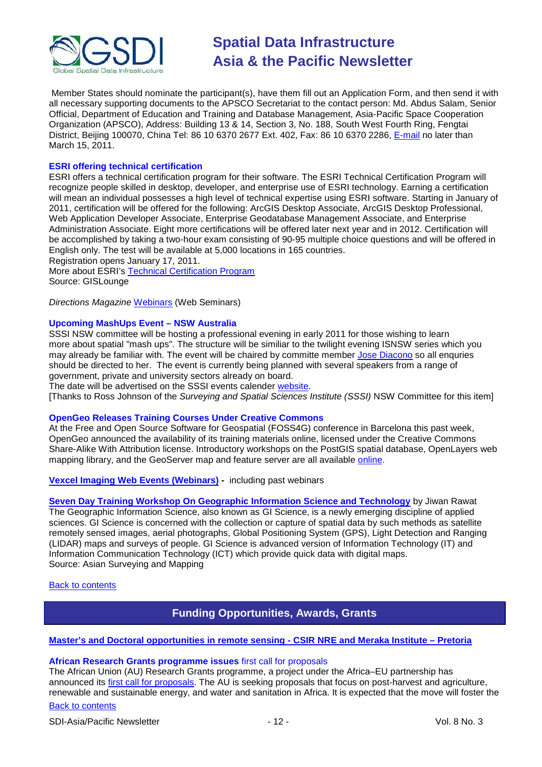Member States should nominate the participant(s), have them fill out an Application Form, and then send it with all necessary supporting documents to the APSCO Secretariat to the contact person: Md. Abdus Salam, Senior Official, Department of Education and Training and Database Management, Asia-Pacific Space Cooperation Organization (APSCO), Address: Building 13 & 14, Section 3, No. 188, South West Fourth Ring, Fengtai District, Beijing 100070, China Tel: 86 10 6370 2677 Ext. 402, Fax: 86 10 6370 2286, E-mail no later than March 15, 2011.

**ESRI offering technical certification**

ESRI offers a technical certification program for their software. The ESRI Technical Certification Program will recognize people skilled in desktop, developer, and enterprise use of ESRI technology. Earning a certification will mean an individual possesses a high level of technical expertise using ESRI software. Starting in January of 2011, certification will be offered for the following: ArcGIS Desktop Associate, ArcGIS Desktop Professional, Web Application Developer Associate, Enterprise Geodatabase Management Associate, and Enterprise Administration Associate. Eight more certifications will be offered later next year and in 2012. Certification will be accomplished by taking a two-hour exam consisting of 90-95 multiple choice questions and will be offered in English only. The test will be available at 5,000 locations in 165 countries.
Registration opens January 17, 2011.
More about ESRI's Technical Certification Program
Source: GISLounge

*Directions Magazine* Webinars (Web Seminars)

**Upcoming MashUps Event – NSW Australia**

SSSI NSW committee will be hosting a professional evening in early 2011 for those wishing to learn more about spatial "mash ups". The structure will be similiar to the twilight evening ISNSW series which you may already be familiar with. The event will be chaired by committe member Jose Diacono so all enquries should be directed to her. The event is currently being planned with several speakers from a range of government, private and university sectors already on board.
The date will be advertised on the SSSI events calender website.
[Thanks to Ross Johnson of the *Surveying and Spatial Sciences Institute (SSSI)* NSW Committee for this item]

**OpenGeo Releases Training Courses Under Creative Commons**

At the Free and Open Source Software for Geospatial (FOSS4G) conference in Barcelona this past week, OpenGeo announced the availability of its training materials online, licensed under the Creative Commons Share-Alike With Attribution license. Introductory workshops on the PostGIS spatial database, OpenLayers web mapping library, and the GeoServer map and feature server are all available online.

**Vexcel Imaging Web Events (Webinars)** - including past webinars

**Seven Day Training Workshop On Geographic Information Science and Technology** by Jiwan Rawat
The Geographic Information Science, also known as GI Science, is a newly emerging discipline of applied sciences. GI Science is concerned with the collection or capture of spatial data by such methods as satellite remotely sensed images, aerial photographs, Global Positioning System (GPS), Light Detection and Ranging (LIDAR) maps and surveys of people. GI Science is advanced version of Information Technology (IT) and Information Communication Technology (ICT) which provide quick data with digital maps.
Source: Asian Surveying and Mapping

Back to contents

## Funding Opportunities, Awards, Grants

**Master's and Doctoral opportunities in remote sensing - CSIR NRE and Meraka Institute – Pretoria**

**African Research Grants programme issues** first call for proposals

The African Union (AU) Research Grants programme, a project under the Africa–EU partnership has announced its first call for proposals. The AU is seeking proposals that focus on post-harvest and agriculture, renewable and sustainable energy, and water and sanitation in Africa. It is expected that the move will foster the

Back to contents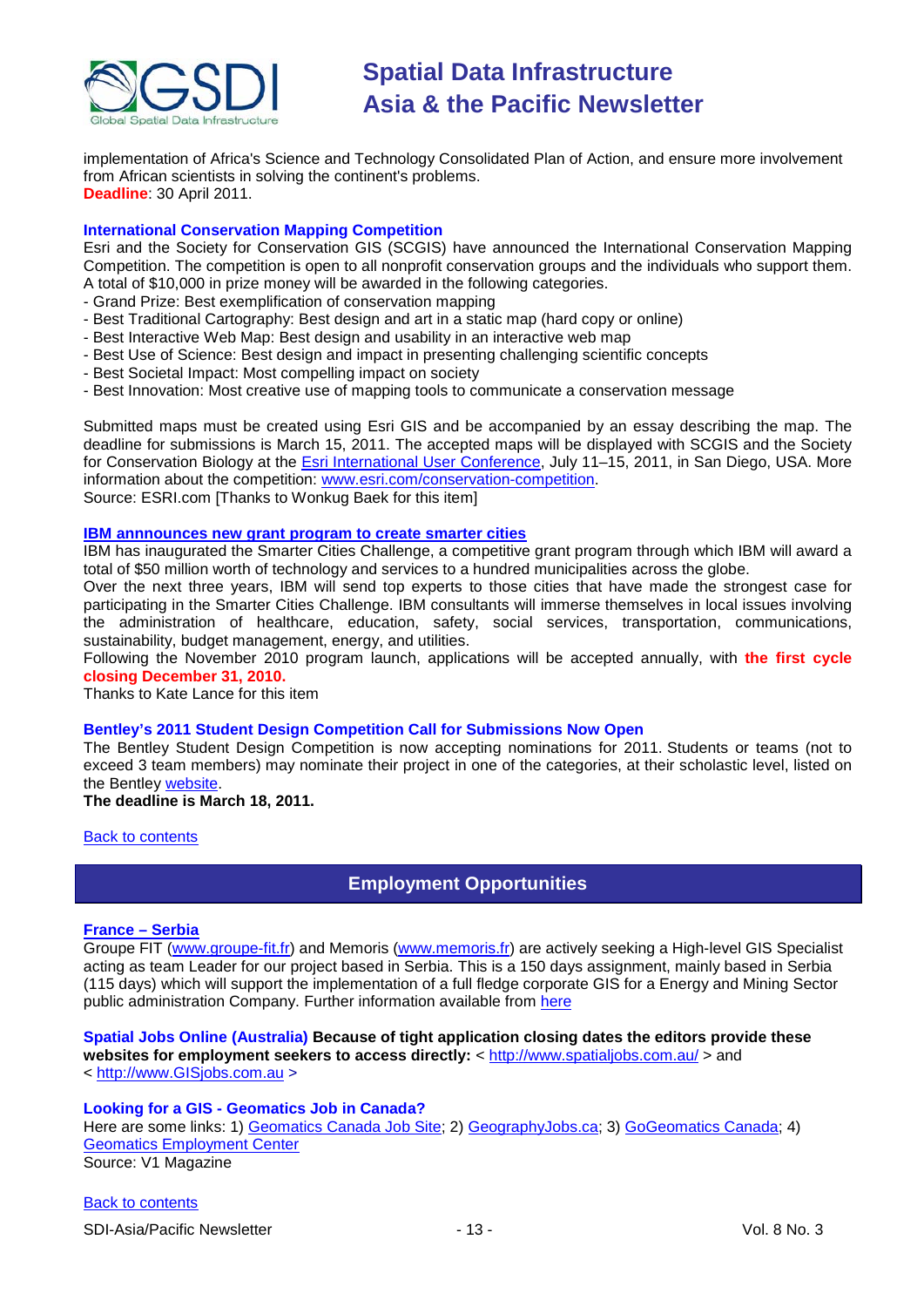implementation of Africa's Science and Technology Consolidated Plan of Action, and ensure more involvement from African scientists in solving the continent's problems.
**Deadline**: 30 April 2011.

### International Conservation Mapping Competition

Esri and the Society for Conservation GIS (SCGIS) have announced the International Conservation Mapping Competition. The competition is open to all nonprofit conservation groups and the individuals who support them. A total of $10,000 in prize money will be awarded in the following categories.

- Grand Prize: Best exemplification of conservation mapping
- Best Traditional Cartography: Best design and art in a static map (hard copy or online)
- Best Interactive Web Map: Best design and usability in an interactive web map
- Best Use of Science: Best design and impact in presenting challenging scientific concepts
- Best Societal Impact: Most compelling impact on society
- Best Innovation: Most creative use of mapping tools to communicate a conservation message

Submitted maps must be created using Esri GIS and be accompanied by an essay describing the map. The deadline for submissions is March 15, 2011. The accepted maps will be displayed with SCGIS and the Society for Conservation Biology at the Esri International User Conference, July 11–15, 2011, in San Diego, USA. More information about the competition: www.esri.com/conservation-competition.
Source: ESRI.com [Thanks to Wonkug Baek for this item]

### IBM annnounces new grant program to create smarter cities

IBM has inaugurated the Smarter Cities Challenge, a competitive grant program through which IBM will award a total of $50 million worth of technology and services to a hundred municipalities across the globe.
Over the next three years, IBM will send top experts to those cities that have made the strongest case for participating in the Smarter Cities Challenge. IBM consultants will immerse themselves in local issues involving the administration of healthcare, education, safety, social services, transportation, communications, sustainability, budget management, energy, and utilities.
Following the November 2010 program launch, applications will be accepted annually, with **the first cycle closing December 31, 2010.**
Thanks to Kate Lance for this item

### Bentley's 2011 Student Design Competition Call for Submissions Now Open

The Bentley Student Design Competition is now accepting nominations for 2011. Students or teams (not to exceed 3 team members) may nominate their project in one of the categories, at their scholastic level, listed on the Bentley website.
**The deadline is March 18, 2011.**

Back to contents

## Employment Opportunities

### France – Serbia

Groupe FIT (www.groupe-fit.fr) and Memoris (www.memoris.fr) are actively seeking a High-level GIS Specialist acting as team Leader for our project based in Serbia. This is a 150 days assignment, mainly based in Serbia (115 days) which will support the implementation of a full fledge corporate GIS for a Energy and Mining Sector public administration Company. Further information available from here

**Spatial Jobs Online (Australia) Because of tight application closing dates the editors provide these websites for employment seekers to access directly:** < http://www.spatialjobs.com.au/ > and < http://www.GISjobs.com.au >

### Looking for a GIS - Geomatics Job in Canada?

Here are some links: 1) Geomatics Canada Job Site; 2) GeographyJobs.ca; 3) GoGeomatics Canada; 4) Geomatics Employment Center
Source: V1 Magazine

Back to contents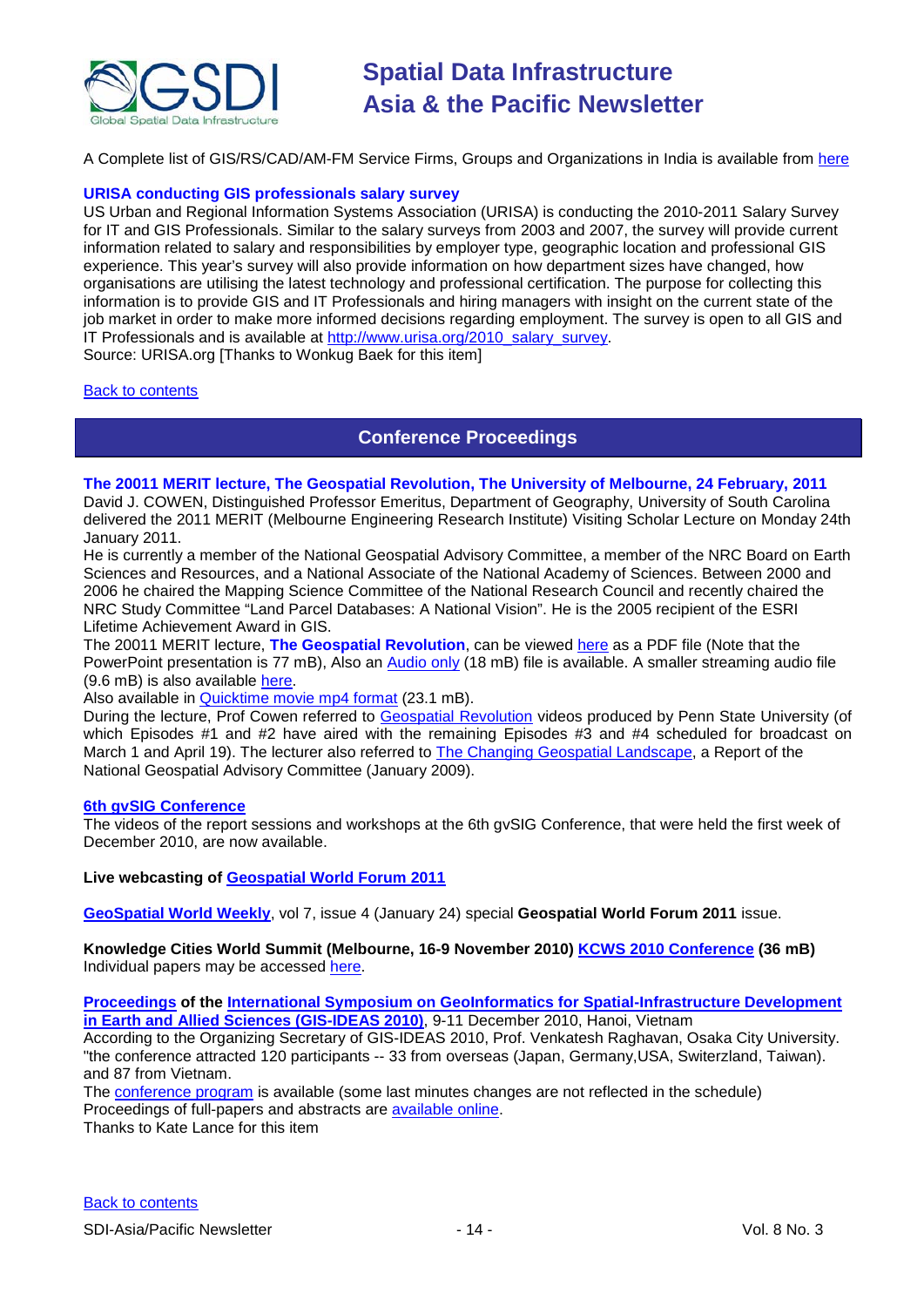A Complete list of GIS/RS/CAD/AM-FM Service Firms, Groups and Organizations in India is available from here

### URISA conducting GIS professionals salary survey

US Urban and Regional Information Systems Association (URISA) is conducting the 2010-2011 Salary Survey for IT and GIS Professionals. Similar to the salary surveys from 2003 and 2007, the survey will provide current information related to salary and responsibilities by employer type, geographic location and professional GIS experience. This year's survey will also provide information on how department sizes have changed, how organisations are utilising the latest technology and professional certification. The purpose for collecting this information is to provide GIS and IT Professionals and hiring managers with insight on the current state of the job market in order to make more informed decisions regarding employment. The survey is open to all GIS and IT Professionals and is available at http://www.urisa.org/2010_salary_survey.
Source: URISA.org [Thanks to Wonkug Baek for this item]

Back to contents

## Conference Proceedings

### The 20011 MERIT lecture, The Geospatial Revolution, The University of Melbourne, 24 February, 2011

David J. COWEN, Distinguished Professor Emeritus, Department of Geography, University of South Carolina delivered the 2011 MERIT (Melbourne Engineering Research Institute) Visiting Scholar Lecture on Monday 24th January 2011.
He is currently a member of the National Geospatial Advisory Committee, a member of the NRC Board on Earth Sciences and Resources, and a National Associate of the National Academy of Sciences. Between 2000 and 2006 he chaired the Mapping Science Committee of the National Research Council and recently chaired the NRC Study Committee "Land Parcel Databases: A National Vision". He is the 2005 recipient of the ESRI Lifetime Achievement Award in GIS.
The 20011 MERIT lecture, **The Geospatial Revolution**, can be viewed here as a PDF file (Note that the PowerPoint presentation is 77 mB), Also an Audio only (18 mB) file is available. A smaller streaming audio file (9.6 mB) is also available here.
Also available in Quicktime movie mp4 format (23.1 mB).
During the lecture, Prof Cowen referred to Geospatial Revolution videos produced by Penn State University (of which Episodes #1 and #2 have aired with the remaining Episodes #3 and #4 scheduled for broadcast on March 1 and April 19). The lecturer also referred to The Changing Geospatial Landscape, a Report of the National Geospatial Advisory Committee (January 2009).

### 6th gvSIG Conference

The videos of the report sessions and workshops at the 6th gvSIG Conference, that were held the first week of December 2010, are now available.

**Live webcasting of Geospatial World Forum 2011**

**GeoSpatial World Weekly**, vol 7, issue 4 (January 24) special **Geospatial World Forum 2011** issue.

**Knowledge Cities World Summit (Melbourne, 16-9 November 2010) KCWS 2010 Conference (36 mB)**
Individual papers may be accessed here.

**Proceedings of the International Symposium on GeoInformatics for Spatial-Infrastructure Development in Earth and Allied Sciences (GIS-IDEAS 2010)**, 9-11 December 2010, Hanoi, Vietnam
According to the Organizing Secretary of GIS-IDEAS 2010, Prof. Venkatesh Raghavan, Osaka City University. "the conference attracted 120 participants -- 33 from overseas (Japan, Germany,USA, Switzerland, Taiwan). and 87 from Vietnam.
The conference program is available (some last minutes changes are not reflected in the schedule)
Proceedings of full-papers and abstracts are available online.
Thanks to Kate Lance for this item

Back to contents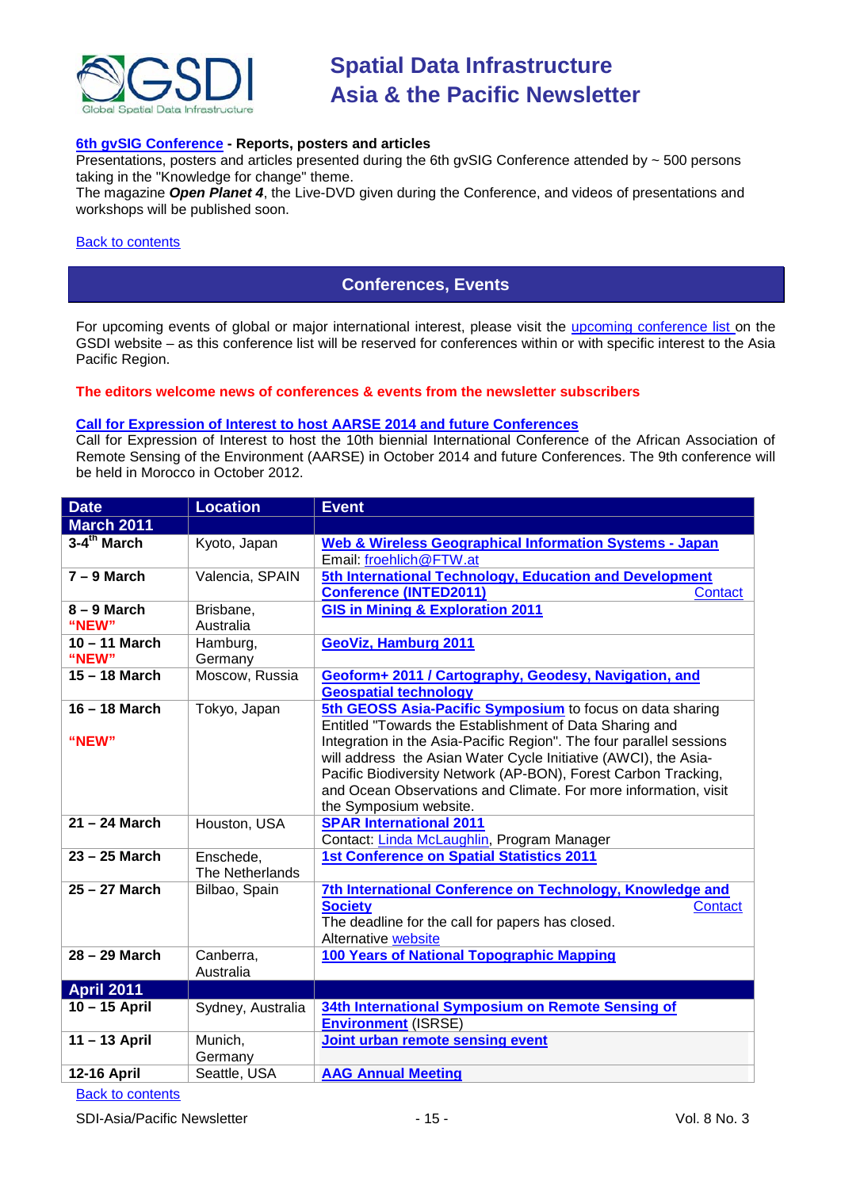**6th gvSIG Conference - Reports, posters and articles**

Presentations, posters and articles presented during the 6th gvSIG Conference attended by ~ 500 persons taking in the "Knowledge for change" theme.

The magazine ***Open Planet 4***, the Live-DVD given during the Conference, and videos of presentations and workshops will be published soon.

Back to contents

## Conferences, Events

For upcoming events of global or major international interest, please visit the upcoming conference list on the GSDI website – as this conference list will be reserved for conferences within or with specific interest to the Asia Pacific Region.

**The editors welcome news of conferences & events from the newsletter subscribers**

**Call for Expression of Interest to host AARSE 2014 and future Conferences**

Call for Expression of Interest to host the 10th biennial International Conference of the African Association of Remote Sensing of the Environment (AARSE) in October 2014 and future Conferences. The 9th conference will be held in Morocco in October 2012.

| Date | Location | Event |
|---|---|---|
| **March 2011** | | |
| **3-4th March** | Kyoto, Japan | **Web & Wireless Geographical Information Systems - Japan** Email: froehlich@FTW.at |
| **7 – 9 March** | Valencia, SPAIN | **5th International Technology, Education and Development Conference (INTED2011)** Contact |
| **8 – 9 March "NEW"** | Brisbane, Australia | **GIS in Mining & Exploration 2011** |
| **10 – 11 March "NEW"** | Hamburg, Germany | **GeoViz, Hamburg 2011** |
| **15 – 18 March** | Moscow, Russia | **Geoform+ 2011 / Cartography, Geodesy, Navigation, and Geospatial technology** |
| **16 – 18 March "NEW"** | Tokyo, Japan | **5th GEOSS Asia-Pacific Symposium** to focus on data sharing Entitled "Towards the Establishment of Data Sharing and Integration in the Asia-Pacific Region". The four parallel sessions will address the Asian Water Cycle Initiative (AWCI), the Asia-Pacific Biodiversity Network (AP-BON), Forest Carbon Tracking, and Ocean Observations and Climate. For more information, visit the Symposium website. |
| **21 – 24 March** | Houston, USA | **SPAR International 2011** Contact: Linda McLaughlin, Program Manager |
| **23 – 25 March** | Enschede, The Netherlands | **1st Conference on Spatial Statistics 2011** |
| **25 – 27 March** | Bilbao, Spain | **7th International Conference on Technology, Knowledge and Society** Contact The deadline for the call for papers has closed. Alternative website |
| **28 – 29 March** | Canberra, Australia | **100 Years of National Topographic Mapping** |
| **April 2011** | | |
| **10 – 15 April** | Sydney, Australia | **34th International Symposium on Remote Sensing of Environment** (ISRSE) |
| **11 – 13 April** | Munich, Germany | **Joint urban remote sensing event** |
| **12-16 April** | Seattle, USA | **AAG Annual Meeting** |

Back to contents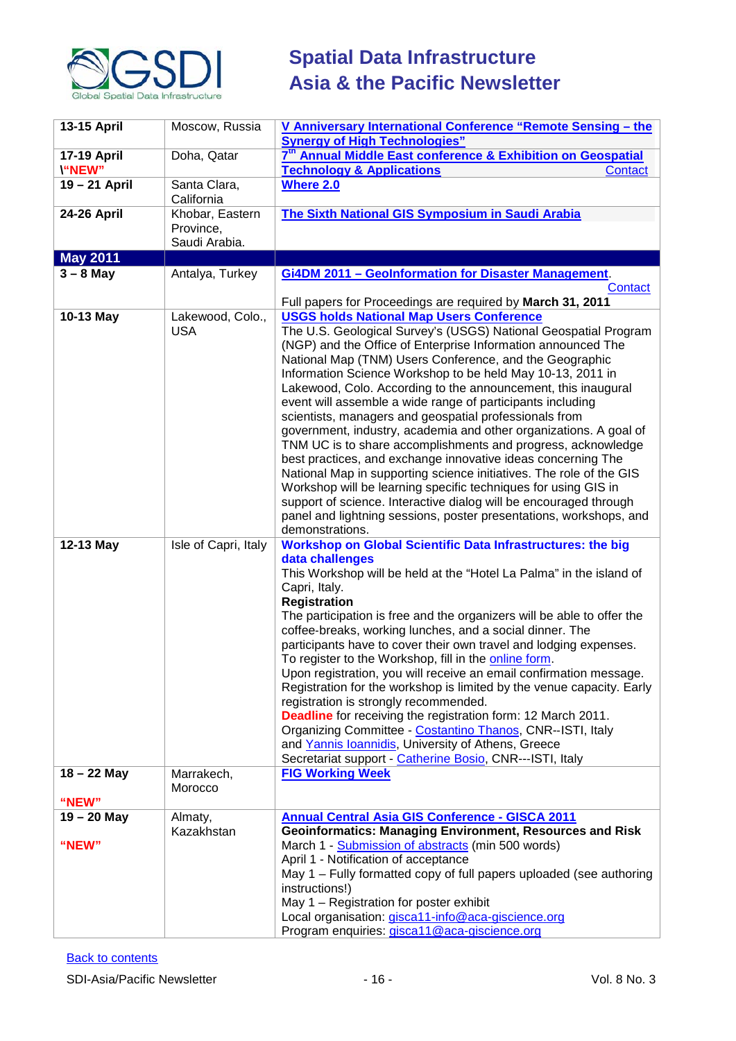| | | |
|---|---|---|
| **13-15 April** | Moscow, Russia | **V Anniversary International Conference "Remote Sensing – the Synergy of High Technologies"** |
| **17-19 April** **\"NEW"** | Doha, Qatar | **7th Annual Middle East conference & Exhibition on Geospatial Technology & Applications** Contact |
| **19 – 21 April** | Santa Clara, California | **Where 2.0** |
| **24-26 April** | Khobar, Eastern Province, Saudi Arabia. | **The Sixth National GIS Symposium in Saudi Arabia** |
| **May 2011** | | |
| **3 – 8 May** | Antalya, Turkey | **Gi4DM 2011 – GeoInformation for Disaster Management**. Contact<br>Full papers for Proceedings are required by **March 31, 2011** |
| **10-13 May** | Lakewood, Colo., USA | **USGS holds National Map Users Conference**<br>The U.S. Geological Survey's (USGS) National Geospatial Program (NGP) and the Office of Enterprise Information announced The National Map (TNM) Users Conference, and the Geographic Information Science Workshop to be held May 10-13, 2011 in Lakewood, Colo. According to the announcement, this inaugural event will assemble a wide range of participants including scientists, managers and geospatial professionals from government, industry, academia and other organizations. A goal of TNM UC is to share accomplishments and progress, acknowledge best practices, and exchange innovative ideas concerning The National Map in supporting science initiatives. The role of the GIS Workshop will be learning specific techniques for using GIS in support of science. Interactive dialog will be encouraged through panel and lightning sessions, poster presentations, workshops, and demonstrations. |
| **12-13 May** | Isle of Capri, Italy | **Workshop on Global Scientific Data Infrastructures: the big data challenges**<br>This Workshop will be held at the "Hotel La Palma" in the island of Capri, Italy.<br>**Registration**<br>The participation is free and the organizers will be able to offer the coffee-breaks, working lunches, and a social dinner. The participants have to cover their own travel and lodging expenses. To register to the Workshop, fill in the online form.<br>Upon registration, you will receive an email confirmation message. Registration for the workshop is limited by the venue capacity. Early registration is strongly recommended.<br>**Deadline** for receiving the registration form: 12 March 2011.<br>Organizing Committee - Costantino Thanos, CNR--ISTI, Italy and Yannis Ioannidis, University of Athens, Greece<br>Secretariat support - Catherine Bosio, CNR---ISTI, Italy |
| **18 – 22 May**<br>**"NEW"** | Marrakech, Morocco | **FIG Working Week** |
| **19 – 20 May**<br>**"NEW"** | Almaty, Kazakhstan | **Annual Central Asia GIS Conference - GISCA 2011**<br>**Geoinformatics: Managing Environment, Resources and Risk**<br>March 1 - Submission of abstracts (min 500 words)<br>April 1 - Notification of acceptance<br>May 1 – Fully formatted copy of full papers uploaded (see authoring instructions!)<br>May 1 – Registration for poster exhibit<br>Local organisation: gisca11-info@aca-giscience.org<br>Program enquiries: gisca11@aca-giscience.org |

Back to contents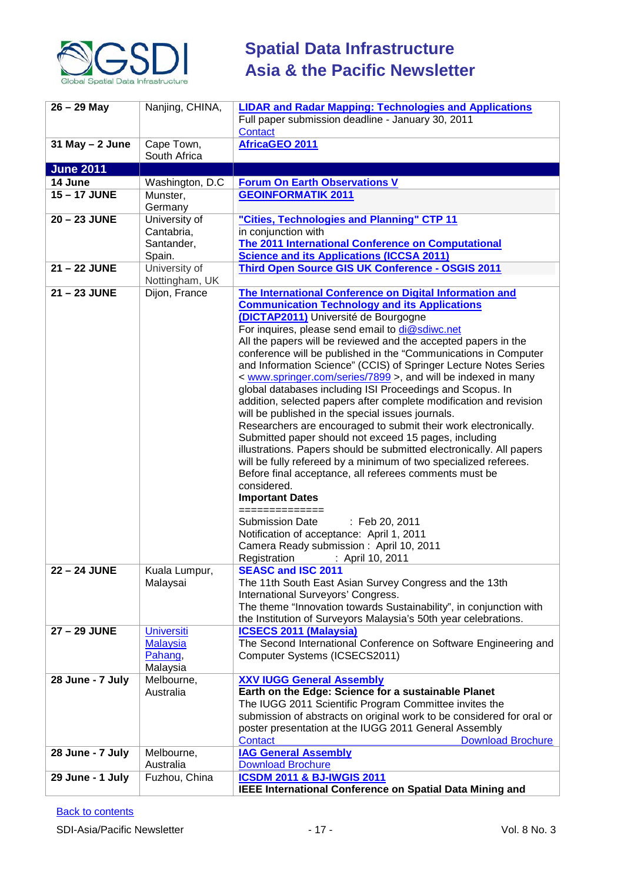| | | |
|---|---|---|
| **26 – 29 May** | Nanjing, CHINA, | **LIDAR and Radar Mapping: Technologies and Applications**<br>Full paper submission deadline - January 30, 2011<br>Contact |
| **31 May – 2 June** | Cape Town, South Africa | **AfricaGEO 2011** |
| **June 2011** | | |
| **14 June** | Washington, D.C | **Forum On Earth Observations V** |
| **15 – 17 JUNE** | Munster, Germany | **GEOINFORMATIK 2011** |
| **20 – 23 JUNE** | University of Cantabria, Santander, Spain. | **"Cities, Technologies and Planning" CTP 11**<br>in conjunction with<br>**The 2011 International Conference on Computational Science and its Applications (ICCSA 2011)** |
| **21 – 22 JUNE** | University of Nottingham, UK | **Third Open Source GIS UK Conference - OSGIS 2011** |
| **21 – 23 JUNE** | Dijon, France | **The International Conference on Digital Information and Communication Technology and its Applications (DICTAP2011)** Université de Bourgogne<br>For inquires, please send email to di@sdiwc.net<br>All the papers will be reviewed and the accepted papers in the conference will be published in the "Communications in Computer and Information Science" (CCIS) of Springer Lecture Notes Series < www.springer.com/series/7899 >, and will be indexed in many global databases including ISI Proceedings and Scopus. In addition, selected papers after complete modification and revision will be published in the special issues journals.<br>Researchers are encouraged to submit their work electronically. Submitted paper should not exceed 15 pages, including illustrations. Papers should be submitted electronically. All papers will be fully refereed by a minimum of two specialized referees. Before final acceptance, all referees comments must be considered.<br>**Important Dates**<br>==============<br>Submission Date : Feb 20, 2011<br>Notification of acceptance: April 1, 2011<br>Camera Ready submission : April 10, 2011<br>Registration : April 10, 2011 |
| **22 – 24 JUNE** | Kuala Lumpur, Malaysai | **SEASC and ISC 2011**<br>The 11th South East Asian Survey Congress and the 13th International Surveyors' Congress.<br>The theme "Innovation towards Sustainability", in conjunction with the Institution of Surveyors Malaysia's 50th year celebrations. |
| **27 – 29 JUNE** | Universiti Malaysia Pahang, Malaysia | **ICSECS 2011 (Malaysia)**<br>The Second International Conference on Software Engineering and Computer Systems (ICSECS2011) |
| **28 June - 7 July** | Melbourne, Australia | **XXV IUGG General Assembly**<br>**Earth on the Edge: Science for a sustainable Planet**<br>The IUGG 2011 Scientific Program Committee invites the submission of abstracts on original work to be considered for oral or poster presentation at the IUGG 2011 General Assembly<br>Contact Download Brochure |
| **28 June - 7 July** | Melbourne, Australia | **IAG General Assembly**<br>Download Brochure |
| **29 June - 1 July** | Fuzhou, China | **ICSDM 2011 & BJ-IWGIS 2011**<br>**IEEE International Conference on Spatial Data Mining and** |

Back to contents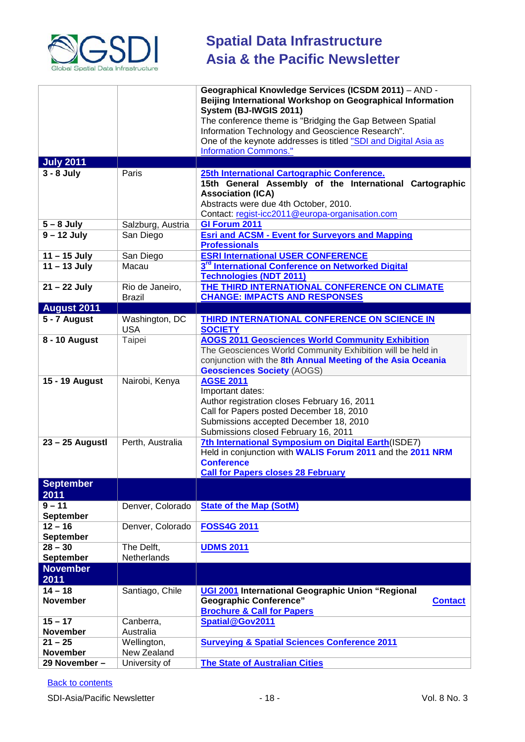| | | |
|---|---|---|
| | | **Geographical Knowledge Services (ICSDM 2011)** – AND - **Beijing International Workshop on Geographical Information System (BJ-IWGIS 2011)**<br>The conference theme is "Bridging the Gap Between Spatial Information Technology and Geoscience Research".<br>One of the keynote addresses is titled "SDI and Digital Asia as Information Commons." |
| **July 2011** | | |
| **3 - 8 July** | Paris | **25th International Cartographic Conference.**<br>**15th General Assembly of the International Cartographic Association (ICA)**<br>Abstracts were due 4th October, 2010.<br>Contact: regist-icc2011@europa-organisation.com |
| **5 – 8 July** | Salzburg, Austria | **GI Forum 2011** |
| **9 – 12 July** | San Diego | **Esri and ACSM - Event for Surveyors and Mapping Professionals** |
| **11 – 15 July** | San Diego | **ESRI International USER CONFERENCE** |
| **11 – 13 July** | Macau | **3rd International Conference on Networked Digital Technologies (NDT 2011)** |
| **21 – 22 July** | Rio de Janeiro, Brazil | **THE THIRD INTERNATIONAL CONFERENCE ON CLIMATE CHANGE: IMPACTS AND RESPONSES** |
| **August 2011** | | |
| **5 - 7 August** | Washington, DC USA | **THIRD INTERNATIONAL CONFERENCE ON SCIENCE IN SOCIETY** |
| **8 - 10 August** | Taipei | **AOGS 2011 Geosciences World Community Exhibition**<br>The Geosciences World Community Exhibition will be held in conjunction with the **8th Annual Meeting of the Asia Oceania Geosciences Society** (AOGS) |
| **15 - 19 August** | Nairobi, Kenya | **AGSE 2011**<br>Important dates:<br>Author registration closes February 16, 2011<br>Call for Papers posted December 18, 2010<br>Submissions accepted December 18, 2010<br>Submissions closed February 16, 2011 |
| **23 – 25 Augustl** | Perth, Australia | **7th International Symposium on Digital Earth**(ISDE7)<br>Held in conjunction with **WALIS Forum 2011** and the **2011 NRM Conference**<br>**Call for Papers closes 28 February** |
| **September 2011** | | |
| **9 – 11 September** | Denver, Colorado | **State of the Map (SotM)** |
| **12 – 16 September** | Denver, Colorado | **FOSS4G 2011** |
| **28 – 30 September** | The Delft, Netherlands | **UDMS 2011** |
| **November 2011** | | |
| **14 – 18 November** | Santiago, Chile | **UGI 2001 International Geographic Union "Regional Geographic Conference"** **Contact**<br>**Brochure & Call for Papers** |
| **15 – 17 November** | Canberra, Australia | **Spatial@Gov2011** |
| **21 – 25 November** | Wellington, New Zealand | **Surveying & Spatial Sciences Conference 2011** |
| **29 November –** | University of | **The State of Australian Cities** |

Back to contents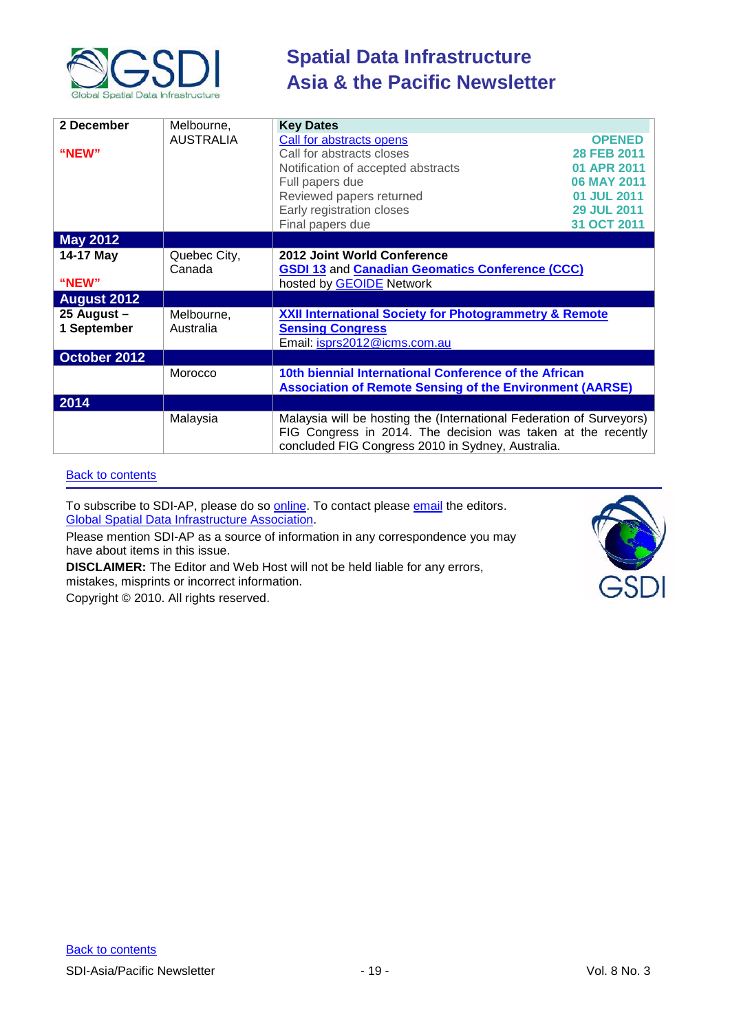| | | |
|---|---|---|
| **2 December** "NEW" | Melbourne, AUSTRALIA | **Key Dates** Call for abstracts opens **OPENED** Call for abstracts closes **28 FEB 2011** Notification of accepted abstracts **01 APR 2011** Full papers due **06 MAY 2011** Reviewed papers returned **01 JUL 2011** Early registration closes **29 JUL 2011** Final papers due **31 OCT 2011** |
| **May 2012** | | |
| **14-17 May** "NEW" | Quebec City, Canada | **2012 Joint World Conference** **GSDI 13** and **Canadian Geomatics Conference (CCC)** hosted by GEOIDE Network |
| **August 2012** | | |
| **25 August – 1 September** | Melbourne, Australia | **XXII International Society for Photogrammetry & Remote Sensing Congress** Email: isprs2012@icms.com.au |
| **October 2012** | | |
| | Morocco | **10th biennial International Conference of the African Association of Remote Sensing of the Environment (AARSE)** |
| **2014** | | |
| | Malaysia | Malaysia will be hosting the (International Federation of Surveyors) FIG Congress in 2014. The decision was taken at the recently concluded FIG Congress 2010 in Sydney, Australia. |

Back to contents

To subscribe to SDI-AP, please do so online. To contact please email the editors. Global Spatial Data Infrastructure Association.

Please mention SDI-AP as a source of information in any correspondence you may have about items in this issue.

**DISCLAIMER:** The Editor and Web Host will not be held liable for any errors, mistakes, misprints or incorrect information.

Copyright © 2010. All rights reserved.

Back to contents